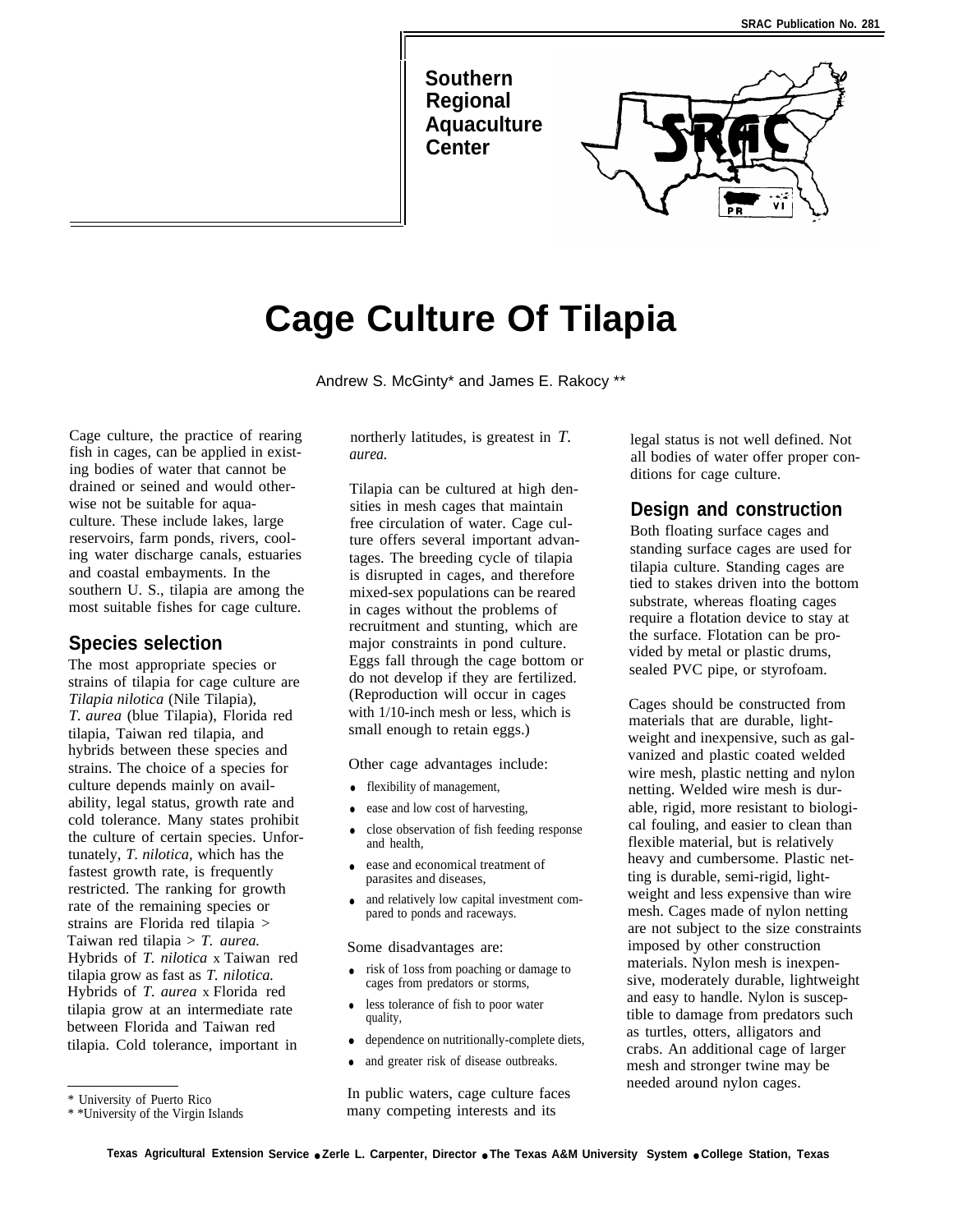SRAC Publication No. 281

Southern Regional Aquaculture Center

# Cage Culture Of Tilapia

Andrew S. McGinty* and James E. Rakocy **

Cage culture, the practice of rearing fish in cages, can be applied in existing bodies of water that cannot be drained or seined and would otherwise not be suitable for aquaculture. These include lakes, large reservoirs, farm ponds, rivers, cooling water discharge canals, estuaries and coastal embayments. In the southern U. S., tilapia are among the most suitable fishes for cage culture.

## Species selection

The most appropriate species or strains of tilapia for cage culture are *Tilapia nilotica* (Nile Tilapia), *T. aurea* (blue Tilapia), Florida red tilapia, Taiwan red tilapia, and hybrids between these species and strains. The choice of a species for culture depends mainly on availability, legal status, growth rate and cold tolerance. Many states prohibit the culture of certain species. Unfortunately, *T. nilotica*, which has the fastest growth rate, is frequently restricted. The ranking for growth rate of the remaining species or strains are Florida red tilapia > Taiwan red tilapia > *T. aurea.* Hybrids of *T. nilotica* x Taiwan red tilapia grow as fast as *T. nilotica.* Hybrids of *T. aurea* x Florida red tilapia grow at an intermediate rate between Florida and Taiwan red tilapia. Cold tolerance, important in northerly latitudes, is greatest in *T. aurea.*

Tilapia can be cultured at high densities in mesh cages that maintain free circulation of water. Cage culture offers several important advantages. The breeding cycle of tilapia is disrupted in cages, and therefore mixed-sex populations can be reared in cages without the problems of recruitment and stunting, which are major constraints in pond culture. Eggs fall through the cage bottom or do not develop if they are fertilized. (Reproduction will occur in cages with 1/10-inch mesh or less, which is small enough to retain eggs.)

Other cage advantages include:

- flexibility of management,
- ease and low cost of harvesting,
- close observation of fish feeding response and health,
- ease and economical treatment of parasites and diseases,
- and relatively low capital investment compared to ponds and raceways.

Some disadvantages are:

- risk of 1oss from poaching or damage to cages from predators or storms,
- less tolerance of fish to poor water quality,
- dependence on nutritionally-complete diets,
- and greater risk of disease outbreaks.

In public waters, cage culture faces many competing interests and its legal status is not well defined. Not all bodies of water offer proper conditions for cage culture.

## Design and construction

Both floating surface cages and standing surface cages are used for tilapia culture. Standing cages are tied to stakes driven into the bottom substrate, whereas floating cages require a flotation device to stay at the surface. Flotation can be provided by metal or plastic drums, sealed PVC pipe, or styrofoam.

Cages should be constructed from materials that are durable, lightweight and inexpensive, such as galvanized and plastic coated welded wire mesh, plastic netting and nylon netting. Welded wire mesh is durable, rigid, more resistant to biological fouling, and easier to clean than flexible material, but is relatively heavy and cumbersome. Plastic netting is durable, semi-rigid, lightweight and less expensive than wire mesh. Cages made of nylon netting are not subject to the size constraints imposed by other construction materials. Nylon mesh is inexpensive, moderately durable, lightweight and easy to handle. Nylon is susceptible to damage from predators such as turtles, otters, alligators and crabs. An additional cage of larger mesh and stronger twine may be needed around nylon cages.

\* University of Puerto Rico

\* \*University of the Virgin Islands

Texas Agricultural Extension Service • Zerle L. Carpenter, Director • The Texas A&M University System • College Station, Texas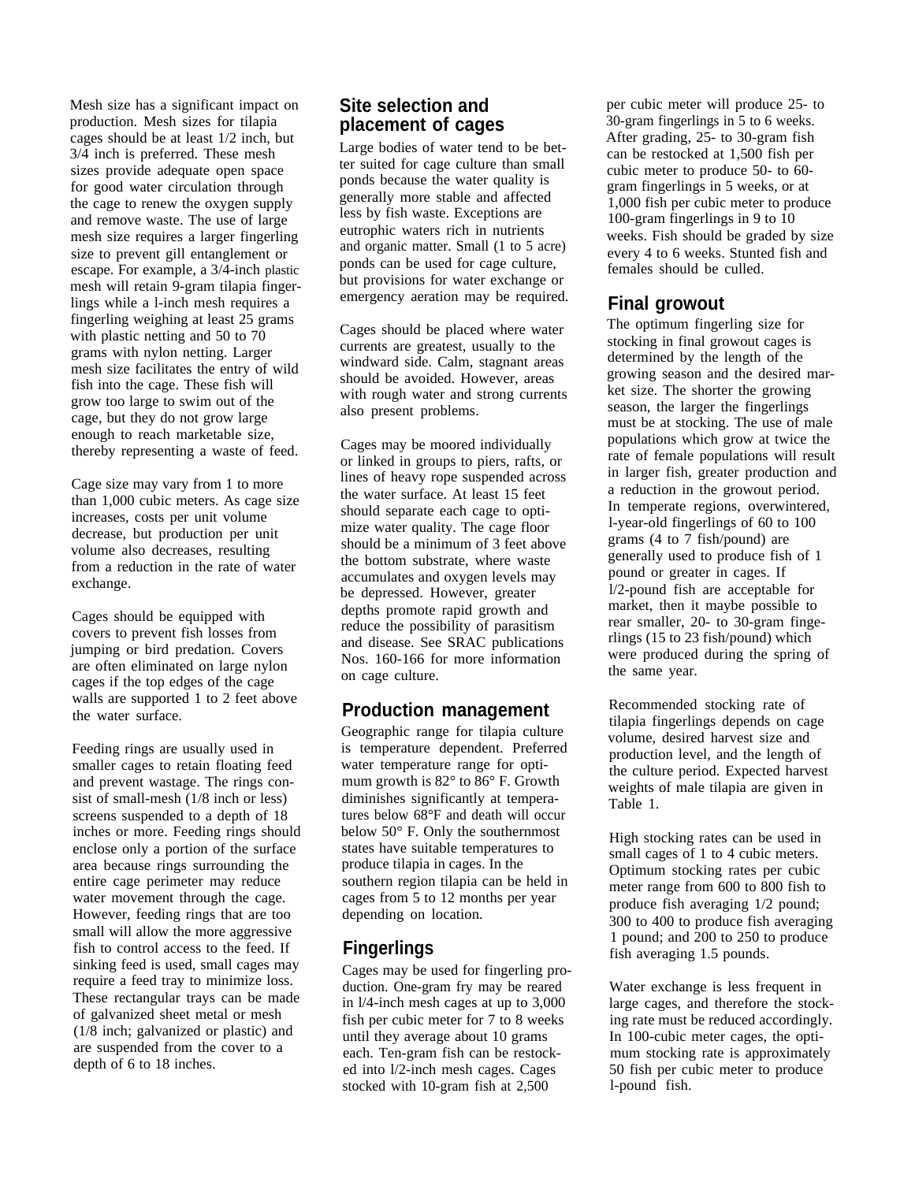Mesh size has a significant impact on production. Mesh sizes for tilapia cages should be at least 1/2 inch, but 3/4 inch is preferred. These mesh sizes provide adequate open space for good water circulation through the cage to renew the oxygen supply and remove waste. The use of large mesh size requires a larger fingerling size to prevent gill entanglement or escape. For example, a 3/4-inch plastic mesh will retain 9-gram tilapia fingerlings while a l-inch mesh requires a fingerling weighing at least 25 grams with plastic netting and 50 to 70 grams with nylon netting. Larger mesh size facilitates the entry of wild fish into the cage. These fish will grow too large to swim out of the cage, but they do not grow large enough to reach marketable size, thereby representing a waste of feed.

Cage size may vary from 1 to more than 1,000 cubic meters. As cage size increases, costs per unit volume decrease, but production per unit volume also decreases, resulting from a reduction in the rate of water exchange.

Cages should be equipped with covers to prevent fish losses from jumping or bird predation. Covers are often eliminated on large nylon cages if the top edges of the cage walls are supported 1 to 2 feet above the water surface.

Feeding rings are usually used in smaller cages to retain floating feed and prevent wastage. The rings consist of small-mesh (1/8 inch or less) screens suspended to a depth of 18 inches or more. Feeding rings should enclose only a portion of the surface area because rings surrounding the entire cage perimeter may reduce water movement through the cage. However, feeding rings that are too small will allow the more aggressive fish to control access to the feed. If sinking feed is used, small cages may require a feed tray to minimize loss. These rectangular trays can be made of galvanized sheet metal or mesh (1/8 inch; galvanized or plastic) and are suspended from the cover to a depth of 6 to 18 inches.

## Site selection and placement of cages

Large bodies of water tend to be better suited for cage culture than small ponds because the water quality is generally more stable and affected less by fish waste. Exceptions are eutrophic waters rich in nutrients and organic matter. Small (1 to 5 acre) ponds can be used for cage culture, but provisions for water exchange or emergency aeration may be required.

Cages should be placed where water currents are greatest, usually to the windward side. Calm, stagnant areas should be avoided. However, areas with rough water and strong currents also present problems.

Cages may be moored individually or linked in groups to piers, rafts, or lines of heavy rope suspended across the water surface. At least 15 feet should separate each cage to optimize water quality. The cage floor should be a minimum of 3 feet above the bottom substrate, where waste accumulates and oxygen levels may be depressed. However, greater depths promote rapid growth and reduce the possibility of parasitism and disease. See SRAC publications Nos. 160-166 for more information on cage culture.

## Production management

Geographic range for tilapia culture is temperature dependent. Preferred water temperature range for optimum growth is 82° to 86° F. Growth diminishes significantly at temperatures below 68°F and death will occur below 50° F. Only the southernmost states have suitable temperatures to produce tilapia in cages. In the southern region tilapia can be held in cages from 5 to 12 months per year depending on location.

## Fingerlings

Cages may be used for fingerling production. One-gram fry may be reared in l/4-inch mesh cages at up to 3,000 fish per cubic meter for 7 to 8 weeks until they average about 10 grams each. Ten-gram fish can be restocked into l/2-inch mesh cages. Cages stocked with 10-gram fish at 2,500 per cubic meter will produce 25- to 30-gram fingerlings in 5 to 6 weeks. After grading, 25- to 30-gram fish can be restocked at 1,500 fish per cubic meter to produce 50- to 60-gram fingerlings in 5 weeks, or at 1,000 fish per cubic meter to produce 100-gram fingerlings in 9 to 10 weeks. Fish should be graded by size every 4 to 6 weeks. Stunted fish and females should be culled.

## Final growout

The optimum fingerling size for stocking in final growout cages is determined by the length of the growing season and the desired market size. The shorter the growing season, the larger the fingerlings must be at stocking. The use of male populations which grow at twice the rate of female populations will result in larger fish, greater production and a reduction in the growout period. In temperate regions, overwintered, l-year-old fingerlings of 60 to 100 grams (4 to 7 fish/pound) are generally used to produce fish of 1 pound or greater in cages. If l/2-pound fish are acceptable for market, then it maybe possible to rear smaller, 20- to 30-gram fingerlings (15 to 23 fish/pound) which were produced during the spring of the same year.

Recommended stocking rate of tilapia fingerlings depends on cage volume, desired harvest size and production level, and the length of the culture period. Expected harvest weights of male tilapia are given in Table 1.

High stocking rates can be used in small cages of 1 to 4 cubic meters. Optimum stocking rates per cubic meter range from 600 to 800 fish to produce fish averaging 1/2 pound; 300 to 400 to produce fish averaging 1 pound; and 200 to 250 to produce fish averaging 1.5 pounds.

Water exchange is less frequent in large cages, and therefore the stocking rate must be reduced accordingly. In 100-cubic meter cages, the optimum stocking rate is approximately 50 fish per cubic meter to produce l-pound fish.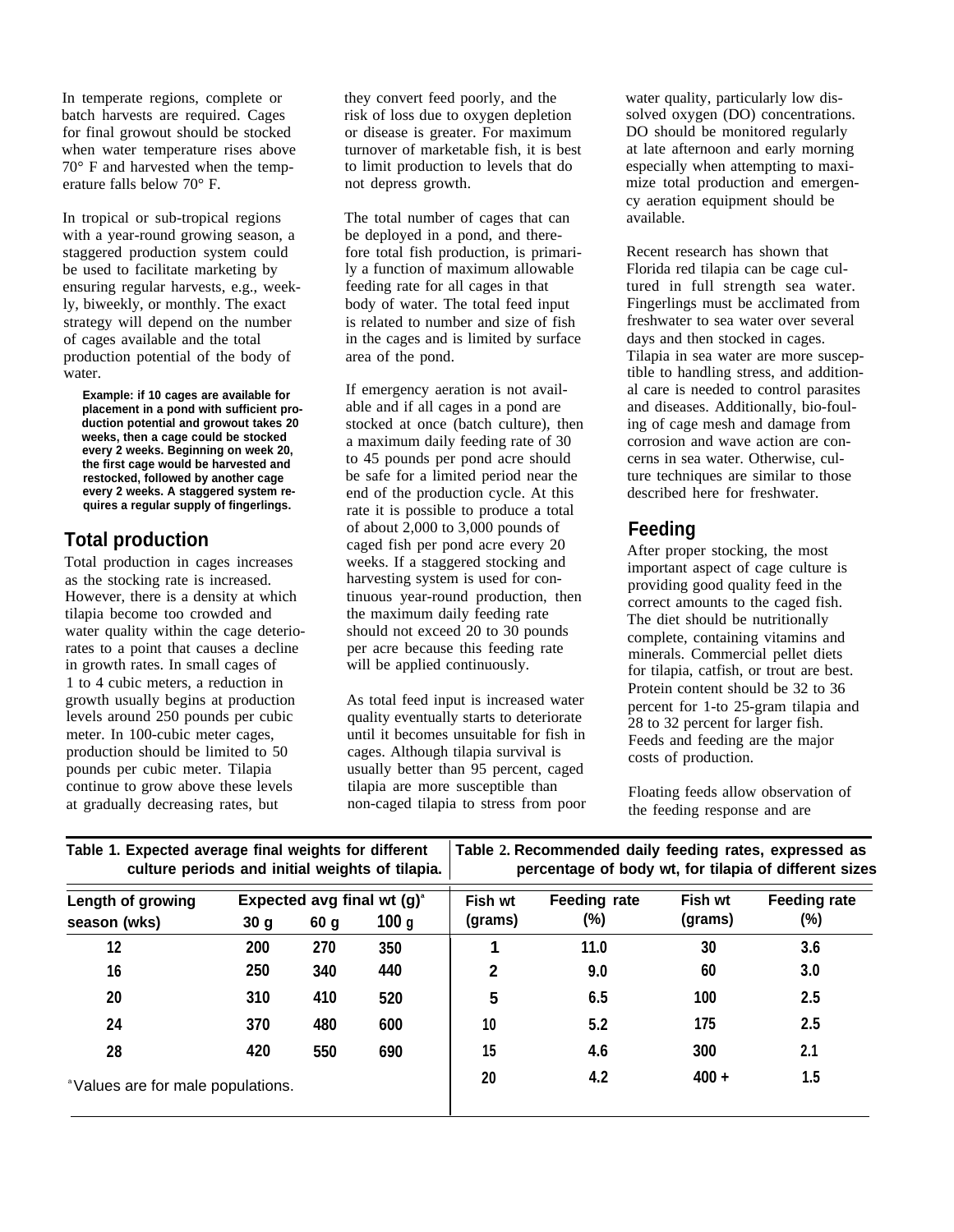In temperate regions, complete or batch harvests are required. Cages for final growout should be stocked when water temperature rises above 70° F and harvested when the temperature falls below 70° F.

In tropical or sub-tropical regions with a year-round growing season, a staggered production system could be used to facilitate marketing by ensuring regular harvests, e.g., weekly, biweekly, or monthly. The exact strategy will depend on the number of cages available and the total production potential of the body of water.

> **Example: if 10 cages are available for placement in a pond with sufficient production potential and growout takes 20 weeks, then a cage could be stocked every 2 weeks. Beginning on week 20, the first cage would be harvested and restocked, followed by another cage every 2 weeks. A staggered system requires a regular supply of fingerlings.**

## Total production

Total production in cages increases as the stocking rate is increased. However, there is a density at which tilapia become too crowded and water quality within the cage deteriorates to a point that causes a decline in growth rates. In small cages of 1 to 4 cubic meters, a reduction in growth usually begins at production levels around 250 pounds per cubic meter. In 100-cubic meter cages, production should be limited to 50 pounds per cubic meter. Tilapia continue to grow above these levels at gradually decreasing rates, but they convert feed poorly, and the risk of loss due to oxygen depletion or disease is greater. For maximum turnover of marketable fish, it is best to limit production to levels that do not depress growth.

The total number of cages that can be deployed in a pond, and therefore total fish production, is primarily a function of maximum allowable feeding rate for all cages in that body of water. The total feed input is related to number and size of fish in the cages and is limited by surface area of the pond.

If emergency aeration is not available and if all cages in a pond are stocked at once (batch culture), then a maximum daily feeding rate of 30 to 45 pounds per pond acre should be safe for a limited period near the end of the production cycle. At this rate it is possible to produce a total of about 2,000 to 3,000 pounds of caged fish per pond acre every 20 weeks. If a staggered stocking and harvesting system is used for continuous year-round production, then the maximum daily feeding rate should not exceed 20 to 30 pounds per acre because this feeding rate will be applied continuously.

As total feed input is increased water quality eventually starts to deteriorate until it becomes unsuitable for fish in cages. Although tilapia survival is usually better than 95 percent, caged tilapia are more susceptible than non-caged tilapia to stress from poor water quality, particularly low dissolved oxygen (DO) concentrations. DO should be monitored regularly at late afternoon and early morning especially when attempting to maximize total production and emergency aeration equipment should be available.

Recent research has shown that Florida red tilapia can be cage cultured in full strength sea water. Fingerlings must be acclimated from freshwater to sea water over several days and then stocked in cages. Tilapia in sea water are more susceptible to handling stress, and additional care is needed to control parasites and diseases. Additionally, bio-fouling of cage mesh and damage from corrosion and wave action are concerns in sea water. Otherwise, culture techniques are similar to those described here for freshwater.

## Feeding

After proper stocking, the most important aspect of cage culture is providing good quality feed in the correct amounts to the caged fish. The diet should be nutritionally complete, containing vitamins and minerals. Commercial pellet diets for tilapia, catfish, or trout are best. Protein content should be 32 to 36 percent for 1-to 25-gram tilapia and 28 to 32 percent for larger fish. Feeds and feeding are the major costs of production.

Floating feeds allow observation of the feeding response and are

**Table 1. Expected average final weights for different culture periods and initial weights of tilapia.**

| Length of growing season (wks) | Expected avg final wt (g)[a] | | |
|---|---|---|---|
| | 30 g | 60 g | 100 g |
| 12 | 200 | 270 | 350 |
| 16 | 250 | 340 | 440 |
| 20 | 310 | 410 | 520 |
| 24 | 370 | 480 | 600 |
| 28 | 420 | 550 | 690 |

[a]Values are for male populations.

**Table 2. Recommended daily feeding rates, expressed as percentage of body wt, for tilapia of different sizes**

| Fish wt (grams) | Feeding rate (%) | Fish wt (grams) | Feeding rate (%) |
|---|---|---|---|
| 1 | 11.0 | 30 | 3.6 |
| 2 | 9.0 | 60 | 3.0 |
| 5 | 6.5 | 100 | 2.5 |
| 10 | 5.2 | 175 | 2.5 |
| 15 | 4.6 | 300 | 2.1 |
| 20 | 4.2 | 400 + | 1.5 |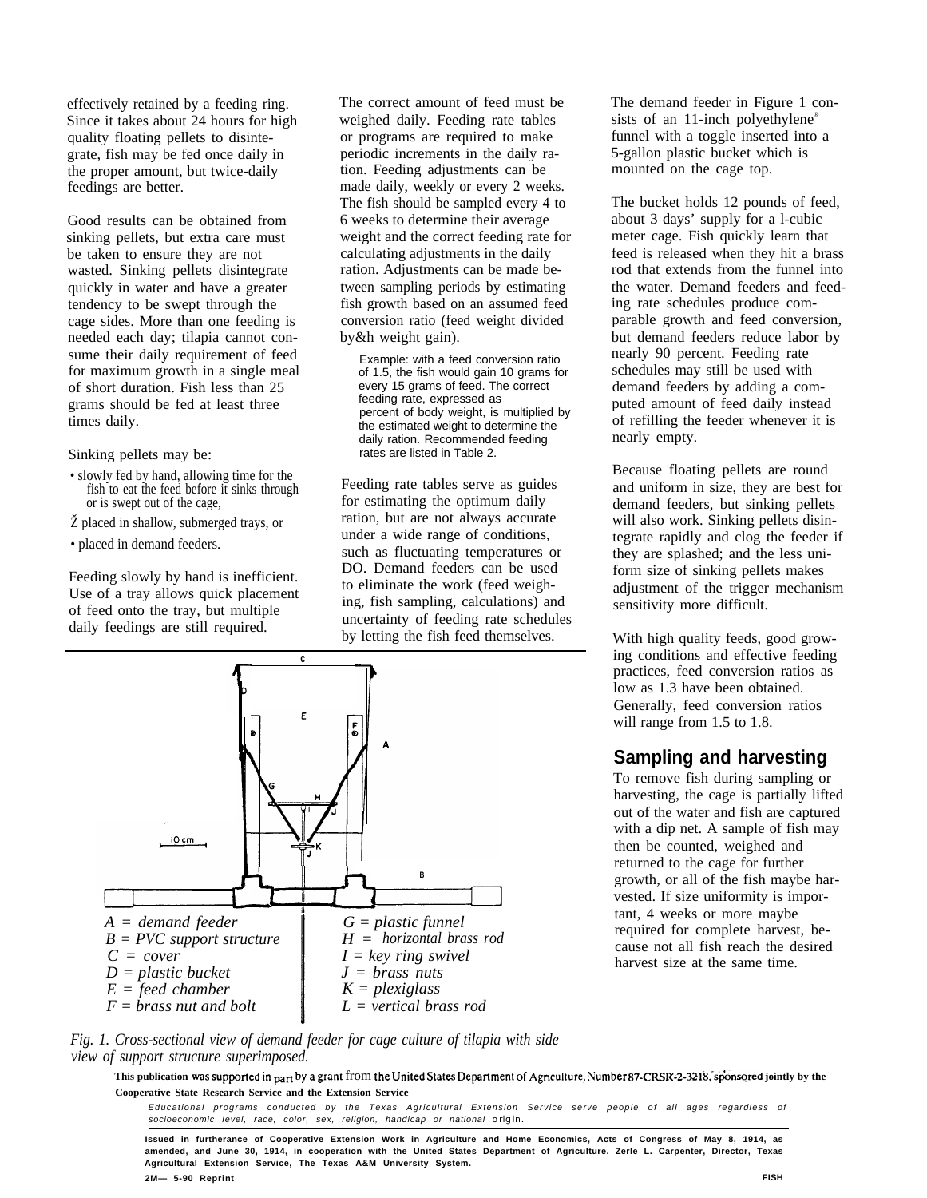effectively retained by a feeding ring. Since it takes about 24 hours for high quality floating pellets to disintegrate, fish may be fed once daily in the proper amount, but twice-daily feedings are better.

Good results can be obtained from sinking pellets, but extra care must be taken to ensure they are not wasted. Sinking pellets disintegrate quickly in water and have a greater tendency to be swept through the cage sides. More than one feeding is needed each day; tilapia cannot consume their daily requirement of feed for maximum growth in a single meal of short duration. Fish less than 25 grams should be fed at least three times daily.

Sinking pellets may be:

- slowly fed by hand, allowing time for the fish to eat the feed before it sinks through or is swept out of the cage,
- placed in shallow, submerged trays, or
- placed in demand feeders.

Feeding slowly by hand is inefficient. Use of a tray allows quick placement of feed onto the tray, but multiple daily feedings are still required.

The correct amount of feed must be weighed daily. Feeding rate tables or programs are required to make periodic increments in the daily ration. Feeding adjustments can be made daily, weekly or every 2 weeks. The fish should be sampled every 4 to 6 weeks to determine their average weight and the correct feeding rate for calculating adjustments in the daily ration. Adjustments can be made between sampling periods by estimating fish growth based on an assumed feed conversion ratio (feed weight divided by&h weight gain).

> Example: with a feed conversion ratio of 1.5, the fish would gain 10 grams for every 15 grams of feed. The correct feeding rate, expressed as percent of body weight, is multiplied by the estimated weight to determine the daily ration. Recommended feeding rates are listed in Table 2.

Feeding rate tables serve as guides for estimating the optimum daily ration, but are not always accurate under a wide range of conditions, such as fluctuating temperatures or DO. Demand feeders can be used to eliminate the work (feed weighing, fish sampling, calculations) and uncertainty of feeding rate schedules by letting the fish feed themselves.

The demand feeder in Figure 1 consists of an 11-inch polyethylene® funnel with a toggle inserted into a 5-gallon plastic bucket which is mounted on the cage top.

The bucket holds 12 pounds of feed, about 3 days' supply for a l-cubic meter cage. Fish quickly learn that feed is released when they hit a brass rod that extends from the funnel into the water. Demand feeders and feeding rate schedules produce comparable growth and feed conversion, but demand feeders reduce labor by nearly 90 percent. Feeding rate schedules may still be used with demand feeders by adding a computed amount of feed daily instead of refilling the feeder whenever it is nearly empty.

Because floating pellets are round and uniform in size, they are best for demand feeders, but sinking pellets will also work. Sinking pellets disintegrate rapidly and clog the feeder if they are splashed; and the less uniform size of sinking pellets makes adjustment of the trigger mechanism sensitivity more difficult.

With high quality feeds, good growing conditions and effective feeding practices, feed conversion ratios as low as 1.3 have been obtained. Generally, feed conversion ratios will range from 1.5 to 1.8.

C
D
E
F
A
G
H
I
J
10 cm
K
J
B

*A = demand feeder*
*B = PVC support structure*
*C = cover*
*D = plastic bucket*
*E = feed chamber*
*F = brass nut and bolt*
*G = plastic funnel*
*H = horizontal brass rod*
*I = key ring swivel*
*J = brass nuts*
*K = plexiglass*
*L = vertical brass rod*

*Fig. 1. Cross-sectional view of demand feeder for cage culture of tilapia with side view of support structure superimposed.*

## Sampling and harvesting

To remove fish during sampling or harvesting, the cage is partially lifted out of the water and fish are captured with a dip net. A sample of fish may then be counted, weighed and returned to the cage for further growth, or all of the fish maybe harvested. If size uniformity is important, 4 weeks or more maybe required for complete harvest, because not all fish reach the desired harvest size at the same time.

**This publication was supported in part by a grant from the United States Department of Agriculture, Number 87-CRSR-2-3218, sponsored jointly by the Cooperative State Research Service and the Extension Service**

*Educational programs conducted by the Texas Agricultural Extension Service serve people of all ages regardless of socioeconomic level, race, color, sex, religion, handicap or national origin.*

**Issued in furtherance of Cooperative Extension Work in Agriculture and Home Economics, Acts of Congress of May 8, 1914, as amended, and June 30, 1914, in cooperation with the United States Department of Agriculture. Zerle L. Carpenter, Director, Texas Agricultural Extension Service, The Texas A&M University System.**

**2M— 5-90 Reprint** **FISH**